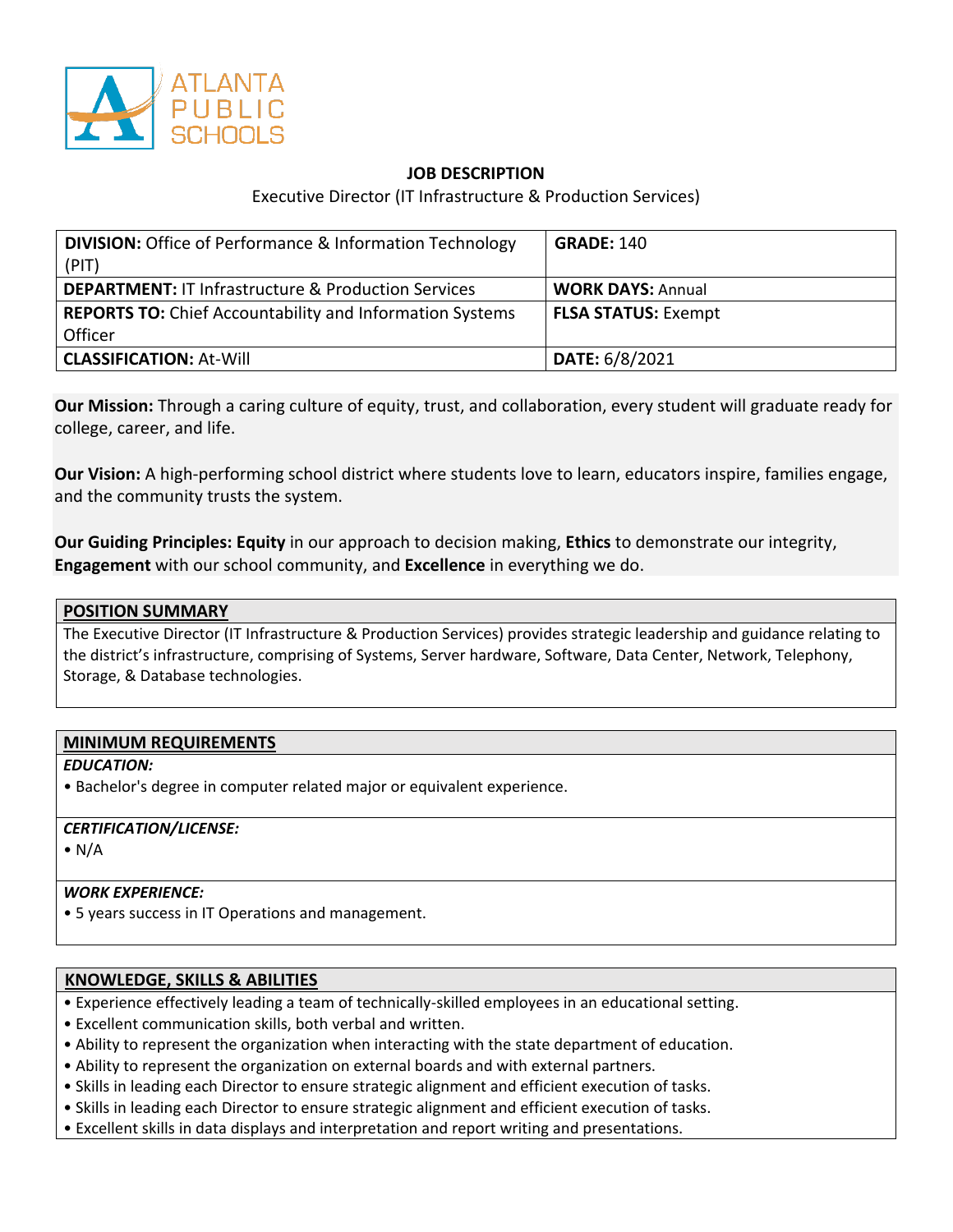ATLANTA PUBLIC SCHOOLS

# JOB DESCRIPTION

Executive Director (IT Infrastructure & Production Services)

| **DIVISION:** Office of Performance & Information Technology (PIT) | **GRADE:** 140 |
|---|---|
| **DEPARTMENT:** IT Infrastructure & Production Services | **WORK DAYS:** Annual |
| **REPORTS TO:** Chief Accountability and Information Systems Officer | **FLSA STATUS:** Exempt |
| **CLASSIFICATION:** At-Will | **DATE:** 6/8/2021 |

**Our Mission:** Through a caring culture of equity, trust, and collaboration, every student will graduate ready for college, career, and life.

**Our Vision:** A high-performing school district where students love to learn, educators inspire, families engage, and the community trusts the system.

**Our Guiding Principles: Equity** in our approach to decision making, **Ethics** to demonstrate our integrity, **Engagement** with our school community, and **Excellence** in everything we do.

## POSITION SUMMARY

The Executive Director (IT Infrastructure & Production Services) provides strategic leadership and guidance relating to the district's infrastructure, comprising of Systems, Server hardware, Software, Data Center, Network, Telephony, Storage, & Database technologies.

## MINIMUM REQUIREMENTS

***EDUCATION:***

- Bachelor's degree in computer related major or equivalent experience.

***CERTIFICATION/LICENSE:***

- N/A

***WORK EXPERIENCE:***

- 5 years success in IT Operations and management.

## KNOWLEDGE, SKILLS & ABILITIES

- Experience effectively leading a team of technically-skilled employees in an educational setting.
- Excellent communication skills, both verbal and written.
- Ability to represent the organization when interacting with the state department of education.
- Ability to represent the organization on external boards and with external partners.
- Skills in leading each Director to ensure strategic alignment and efficient execution of tasks.
- Skills in leading each Director to ensure strategic alignment and efficient execution of tasks.
- Excellent skills in data displays and interpretation and report writing and presentations.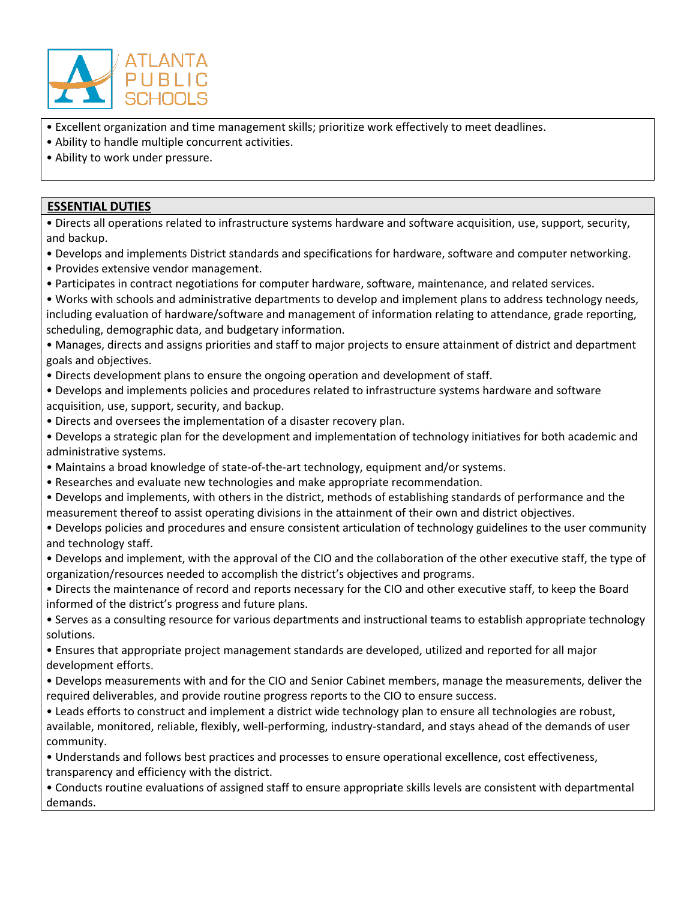- Excellent organization and time management skills; prioritize work effectively to meet deadlines.
- Ability to handle multiple concurrent activities.
- Ability to work under pressure.

## ESSENTIAL DUTIES

- Directs all operations related to infrastructure systems hardware and software acquisition, use, support, security, and backup.
- Develops and implements District standards and specifications for hardware, software and computer networking.
- Provides extensive vendor management.
- Participates in contract negotiations for computer hardware, software, maintenance, and related services.
- Works with schools and administrative departments to develop and implement plans to address technology needs, including evaluation of hardware/software and management of information relating to attendance, grade reporting, scheduling, demographic data, and budgetary information.
- Manages, directs and assigns priorities and staff to major projects to ensure attainment of district and department goals and objectives.
- Directs development plans to ensure the ongoing operation and development of staff.
- Develops and implements policies and procedures related to infrastructure systems hardware and software acquisition, use, support, security, and backup.
- Directs and oversees the implementation of a disaster recovery plan.
- Develops a strategic plan for the development and implementation of technology initiatives for both academic and administrative systems.
- Maintains a broad knowledge of state-of-the-art technology, equipment and/or systems.
- Researches and evaluate new technologies and make appropriate recommendation.
- Develops and implements, with others in the district, methods of establishing standards of performance and the measurement thereof to assist operating divisions in the attainment of their own and district objectives.
- Develops policies and procedures and ensure consistent articulation of technology guidelines to the user community and technology staff.
- Develops and implement, with the approval of the CIO and the collaboration of the other executive staff, the type of organization/resources needed to accomplish the district's objectives and programs.
- Directs the maintenance of record and reports necessary for the CIO and other executive staff, to keep the Board informed of the district's progress and future plans.
- Serves as a consulting resource for various departments and instructional teams to establish appropriate technology solutions.
- Ensures that appropriate project management standards are developed, utilized and reported for all major development efforts.
- Develops measurements with and for the CIO and Senior Cabinet members, manage the measurements, deliver the required deliverables, and provide routine progress reports to the CIO to ensure success.
- Leads efforts to construct and implement a district wide technology plan to ensure all technologies are robust, available, monitored, reliable, flexibly, well-performing, industry-standard, and stays ahead of the demands of user community.
- Understands and follows best practices and processes to ensure operational excellence, cost effectiveness, transparency and efficiency with the district.
- Conducts routine evaluations of assigned staff to ensure appropriate skills levels are consistent with departmental demands.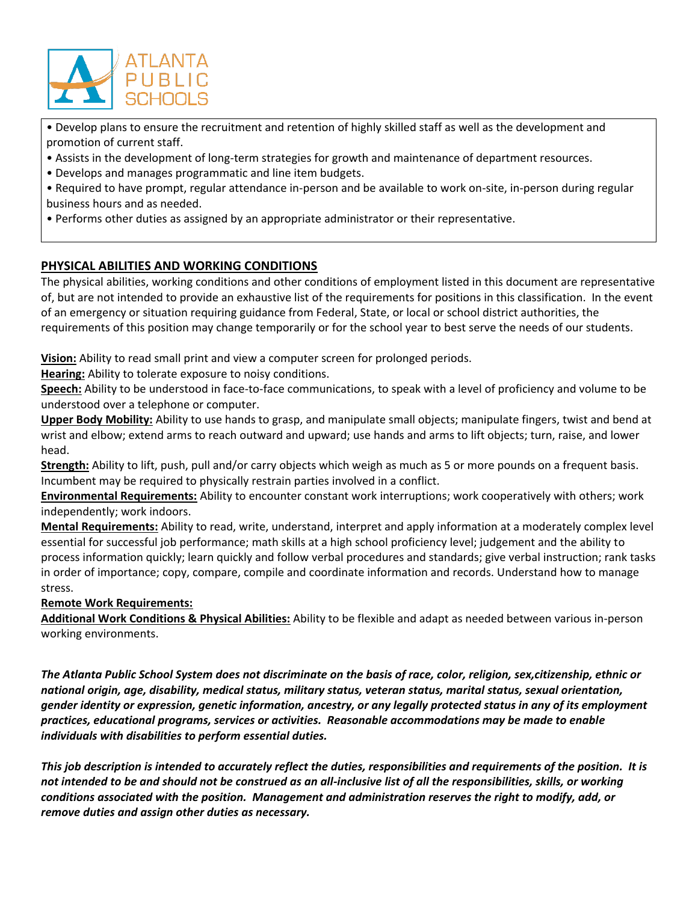- Develop plans to ensure the recruitment and retention of highly skilled staff as well as the development and promotion of current staff.
- Assists in the development of long-term strategies for growth and maintenance of department resources.
- Develops and manages programmatic and line item budgets.
- Required to have prompt, regular attendance in-person and be available to work on-site, in-person during regular business hours and as needed.
- Performs other duties as assigned by an appropriate administrator or their representative.

## PHYSICAL ABILITIES AND WORKING CONDITIONS

The physical abilities, working conditions and other conditions of employment listed in this document are representative of, but are not intended to provide an exhaustive list of the requirements for positions in this classification. In the event of an emergency or situation requiring guidance from Federal, State, or local or school district authorities, the requirements of this position may change temporarily or for the school year to best serve the needs of our students.

**Vision:** Ability to read small print and view a computer screen for prolonged periods.

**Hearing:** Ability to tolerate exposure to noisy conditions.

**Speech:** Ability to be understood in face-to-face communications, to speak with a level of proficiency and volume to be understood over a telephone or computer.

**Upper Body Mobility:** Ability to use hands to grasp, and manipulate small objects; manipulate fingers, twist and bend at wrist and elbow; extend arms to reach outward and upward; use hands and arms to lift objects; turn, raise, and lower head.

**Strength:** Ability to lift, push, pull and/or carry objects which weigh as much as 5 or more pounds on a frequent basis. Incumbent may be required to physically restrain parties involved in a conflict.

**Environmental Requirements:** Ability to encounter constant work interruptions; work cooperatively with others; work independently; work indoors.

**Mental Requirements:** Ability to read, write, understand, interpret and apply information at a moderately complex level essential for successful job performance; math skills at a high school proficiency level; judgement and the ability to process information quickly; learn quickly and follow verbal procedures and standards; give verbal instruction; rank tasks in order of importance; copy, compare, compile and coordinate information and records. Understand how to manage stress.

**Remote Work Requirements:**

**Additional Work Conditions & Physical Abilities:** Ability to be flexible and adapt as needed between various in-person working environments.

***The Atlanta Public School System does not discriminate on the basis of race, color, religion, sex,citizenship, ethnic or national origin, age, disability, medical status, military status, veteran status, marital status, sexual orientation, gender identity or expression, genetic information, ancestry, or any legally protected status in any of its employment practices, educational programs, services or activities. Reasonable accommodations may be made to enable individuals with disabilities to perform essential duties.***

***This job description is intended to accurately reflect the duties, responsibilities and requirements of the position. It is not intended to be and should not be construed as an all-inclusive list of all the responsibilities, skills, or working conditions associated with the position. Management and administration reserves the right to modify, add, or remove duties and assign other duties as necessary.***